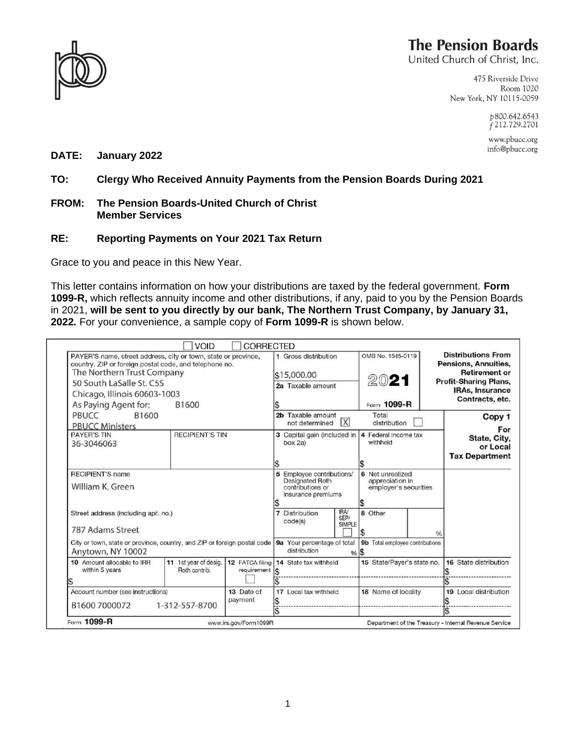# The Pension Boards

United Church of Christ, Inc.

475 Riverside Drive
Room 1020
New York, NY 10115-0059

p 800.642.6543
f 212.729.2701

www.pbucc.org
info@pbucc.org

**DATE: January 2022**

**TO: Clergy Who Received Annuity Payments from the Pension Boards During 2021**

**FROM: The Pension Boards-United Church of Christ**
**Member Services**

**RE: Reporting Payments on Your 2021 Tax Return**

Grace to you and peace in this New Year.

This letter contains information on how your distributions are taxed by the federal government. **Form 1099-R,** which reflects annuity income and other distributions, if any, paid to you by the Pension Boards in 2021, **will be sent to you directly by our bank, The Northern Trust Company, by January 31, 2022.** For your convenience, a sample copy of **Form 1099-R** is shown below.

☐ VOID ☐ CORRECTED

| | | | | |
|---|---|---|---|---|
| PAYER'S name, street address, city or town, state or province, country, ZIP or foreign postal code, and telephone no.<br>The Northern Trust Company<br>50 South LaSalle St. C5S<br>Chicago, Illinois 60603-1003<br>As Paying Agent for: B1600<br>PBUCC B1600<br>PBUCC Ministers | 1 Gross distribution<br>$15,000.00<br>2a Taxable amount<br>$ | OMB No. 1545-0119<br>2021<br>Form 1099-R | | **Distributions From Pensions, Annuities, Retirement or Profit-Sharing Plans, IRAs, Insurance Contracts, etc.** |
| | 2b Taxable amount not determined ☒ | Total distribution ☐ | | **Copy 1 For State, City, or Local Tax Department** |
| PAYER'S TIN 36-3046063 / RECIPIENT'S TIN | 3 Capital gain (included in box 2a)<br>$ | 4 Federal income tax withheld<br>$ | | |
| RECIPIENT'S name<br>William K. Green | 5 Employee contributions/ Designated Roth contributions or insurance premiums<br>$ | 6 Net unrealized appreciation in employer's securities<br>$ | | |
| Street address (including apt. no.)<br>787 Adams Street | 7 Distribution code(s) / IRA/ SEP/ SIMPLE ☐ | 8 Other<br>$ % | | |
| City or town, state or province, country, and ZIP or foreign postal code<br>Anytown, NY 10002 | 9a Your percentage of total distribution % | 9b Total employee contributions<br>$ | | |
| 10 Amount allocable to IRR within 5 years $ / 11 1st year of desig. Roth contrib. / 12 FATCA filing requirement ☐ | 14 State tax withheld<br>$<br>$ | 15 State/Payer's state no. | | 16 State distribution<br>$<br>$ |
| Account number (see instructions)<br>B1600 7000072 1-312-557-8700 / 13 Date of payment | 17 Local tax withheld<br>$<br>$ | 18 Name of locality | | 19 Local distribution<br>$<br>$ |

Form **1099-R** www.irs.gov/Form1099R Department of the Treasury - Internal Revenue Service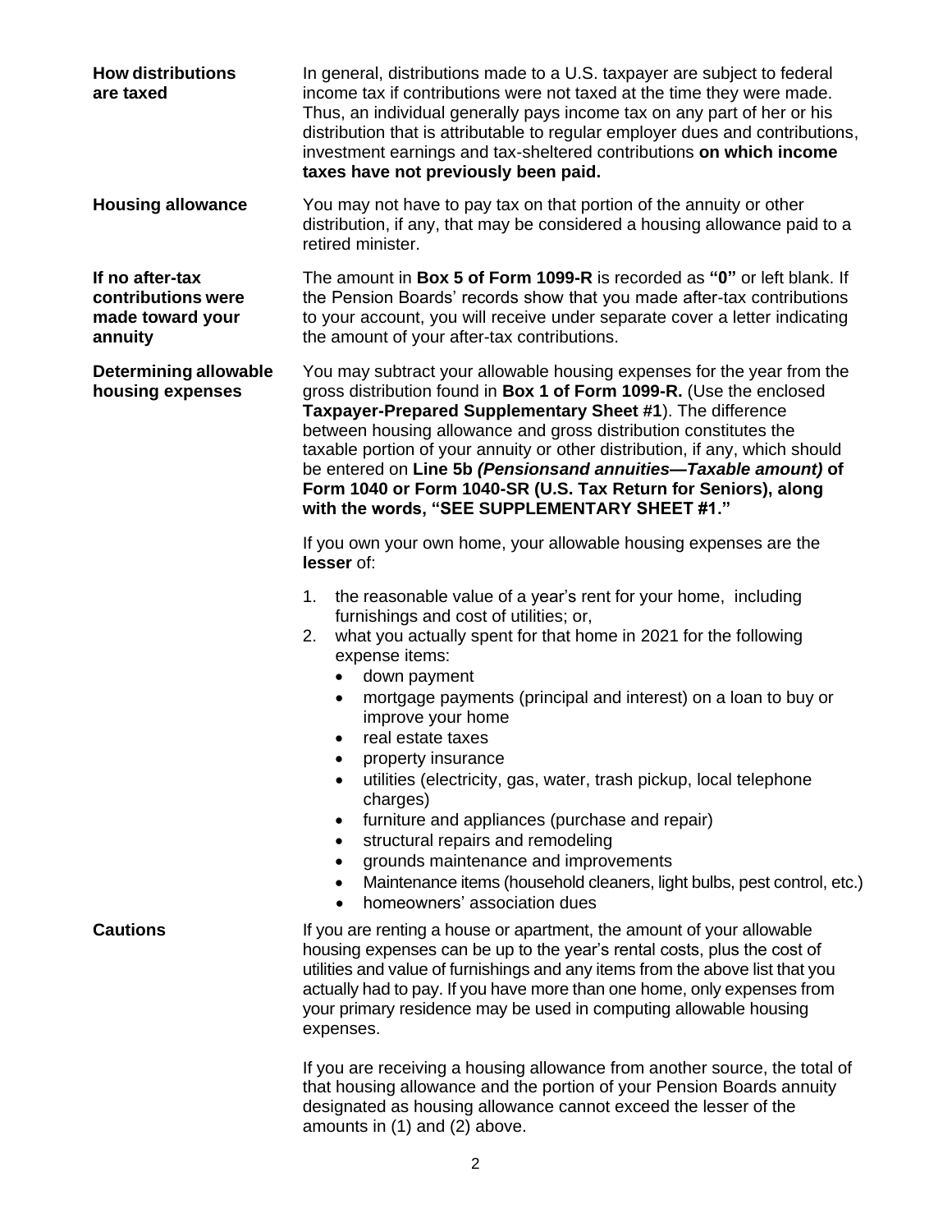**How distributions are taxed**

In general, distributions made to a U.S. taxpayer are subject to federal income tax if contributions were not taxed at the time they were made. Thus, an individual generally pays income tax on any part of her or his distribution that is attributable to regular employer dues and contributions, investment earnings and tax-sheltered contributions **on which income taxes have not previously been paid.**

**Housing allowance**

You may not have to pay tax on that portion of the annuity or other distribution, if any, that may be considered a housing allowance paid to a retired minister.

**If no after-tax contributions were made toward your annuity**

The amount in **Box 5 of Form 1099-R** is recorded as **"0"** or left blank. If the Pension Boards' records show that you made after-tax contributions to your account, you will receive under separate cover a letter indicating the amount of your after-tax contributions.

**Determining allowable housing expenses**

You may subtract your allowable housing expenses for the year from the gross distribution found in **Box 1 of Form 1099-R.** (Use the enclosed **Taxpayer-Prepared Supplementary Sheet #1**). The difference between housing allowance and gross distribution constitutes the taxable portion of your annuity or other distribution, if any, which should be entered on **Line 5b *(Pensionsand annuities—Taxable amount)* of Form 1040 or Form 1040-SR (U.S. Tax Return for Seniors), along with the words, "SEE SUPPLEMENTARY SHEET #1."**

If you own your own home, your allowable housing expenses are the **lesser** of:

1. the reasonable value of a year's rent for your home, including furnishings and cost of utilities; or,
2. what you actually spent for that home in 2021 for the following expense items:
   - down payment
   - mortgage payments (principal and interest) on a loan to buy or improve your home
   - real estate taxes
   - property insurance
   - utilities (electricity, gas, water, trash pickup, local telephone charges)
   - furniture and appliances (purchase and repair)
   - structural repairs and remodeling
   - grounds maintenance and improvements
   - Maintenance items (household cleaners, light bulbs, pest control, etc.)
   - homeowners' association dues

**Cautions**

If you are renting a house or apartment, the amount of your allowable housing expenses can be up to the year's rental costs, plus the cost of utilities and value of furnishings and any items from the above list that you actually had to pay. If you have more than one home, only expenses from your primary residence may be used in computing allowable housing expenses.

If you are receiving a housing allowance from another source, the total of that housing allowance and the portion of your Pension Boards annuity designated as housing allowance cannot exceed the lesser of the amounts in (1) and (2) above.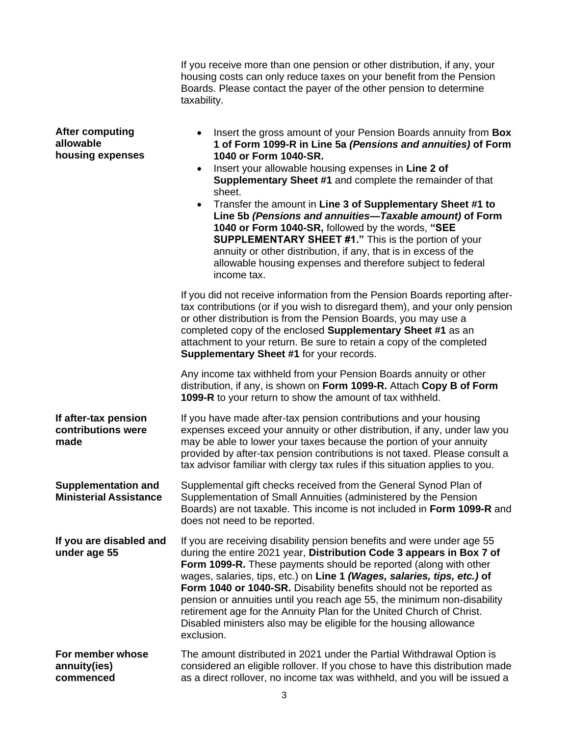If you receive more than one pension or other distribution, if any, your housing costs can only reduce taxes on your benefit from the Pension Boards. Please contact the payer of the other pension to determine taxability.

**After computing allowable housing expenses**

- Insert the gross amount of your Pension Boards annuity from **Box 1 of Form 1099-R in Line 5a *(Pensions and annuities)* of Form 1040 or Form 1040-SR.**
- Insert your allowable housing expenses in **Line 2 of Supplementary Sheet #1** and complete the remainder of that sheet.
- Transfer the amount in **Line 3 of Supplementary Sheet #1 to Line 5b *(Pensions and annuities—Taxable amount)* of Form 1040 or Form 1040-SR,** followed by the words, **"SEE SUPPLEMENTARY SHEET #1."** This is the portion of your annuity or other distribution, if any, that is in excess of the allowable housing expenses and therefore subject to federal income tax.

If you did not receive information from the Pension Boards reporting after-tax contributions (or if you wish to disregard them), and your only pension or other distribution is from the Pension Boards, you may use a completed copy of the enclosed **Supplementary Sheet #1** as an attachment to your return. Be sure to retain a copy of the completed **Supplementary Sheet #1** for your records.

Any income tax withheld from your Pension Boards annuity or other distribution, if any, is shown on **Form 1099-R.** Attach **Copy B of Form 1099-R** to your return to show the amount of tax withheld.

**If after-tax pension contributions were made**

If you have made after-tax pension contributions and your housing expenses exceed your annuity or other distribution, if any, under law you may be able to lower your taxes because the portion of your annuity provided by after-tax pension contributions is not taxed. Please consult a tax advisor familiar with clergy tax rules if this situation applies to you.

**Supplementation and Ministerial Assistance**

Supplemental gift checks received from the General Synod Plan of Supplementation of Small Annuities (administered by the Pension Boards) are not taxable. This income is not included in **Form 1099-R** and does not need to be reported.

**If you are disabled and under age 55**

If you are receiving disability pension benefits and were under age 55 during the entire 2021 year, **Distribution Code 3 appears in Box 7 of Form 1099-R.** These payments should be reported (along with other wages, salaries, tips, etc.) on **Line 1 *(Wages, salaries, tips, etc.)* of Form 1040 or 1040-SR.** Disability benefits should not be reported as pension or annuities until you reach age 55, the minimum non-disability retirement age for the Annuity Plan for the United Church of Christ. Disabled ministers also may be eligible for the housing allowance exclusion.

**For member whose annuity(ies) commenced**

The amount distributed in 2021 under the Partial Withdrawal Option is considered an eligible rollover. If you chose to have this distribution made as a direct rollover, no income tax was withheld, and you will be issued a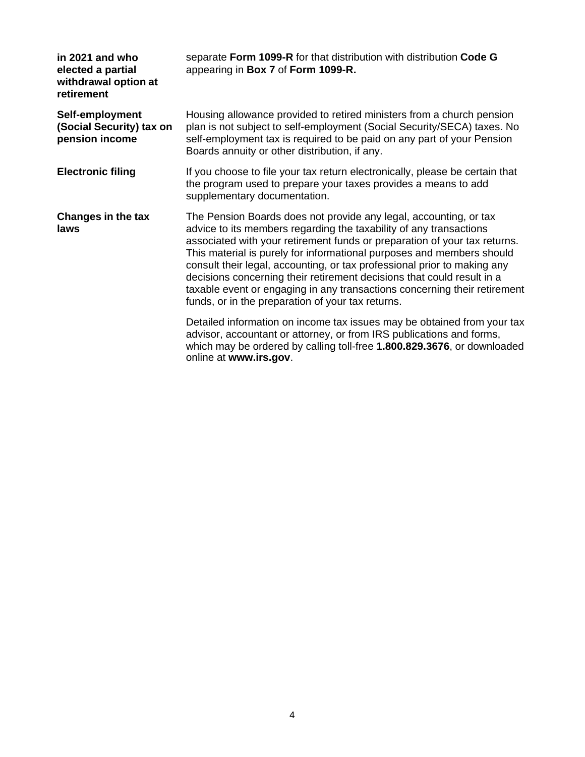**in 2021 and who elected a partial withdrawal option at retirement**

separate **Form 1099-R** for that distribution with distribution **Code G** appearing in **Box 7** of **Form 1099-R.**

**Self-employment (Social Security) tax on pension income**

Housing allowance provided to retired ministers from a church pension plan is not subject to self-employment (Social Security/SECA) taxes. No self-employment tax is required to be paid on any part of your Pension Boards annuity or other distribution, if any.

**Electronic filing**

If you choose to file your tax return electronically, please be certain that the program used to prepare your taxes provides a means to add supplementary documentation.

**Changes in the tax laws**

The Pension Boards does not provide any legal, accounting, or tax advice to its members regarding the taxability of any transactions associated with your retirement funds or preparation of your tax returns. This material is purely for informational purposes and members should consult their legal, accounting, or tax professional prior to making any decisions concerning their retirement decisions that could result in a taxable event or engaging in any transactions concerning their retirement funds, or in the preparation of your tax returns.

Detailed information on income tax issues may be obtained from your tax advisor, accountant or attorney, or from IRS publications and forms, which may be ordered by calling toll-free **1.800.829.3676**, or downloaded online at **www.irs.gov**.